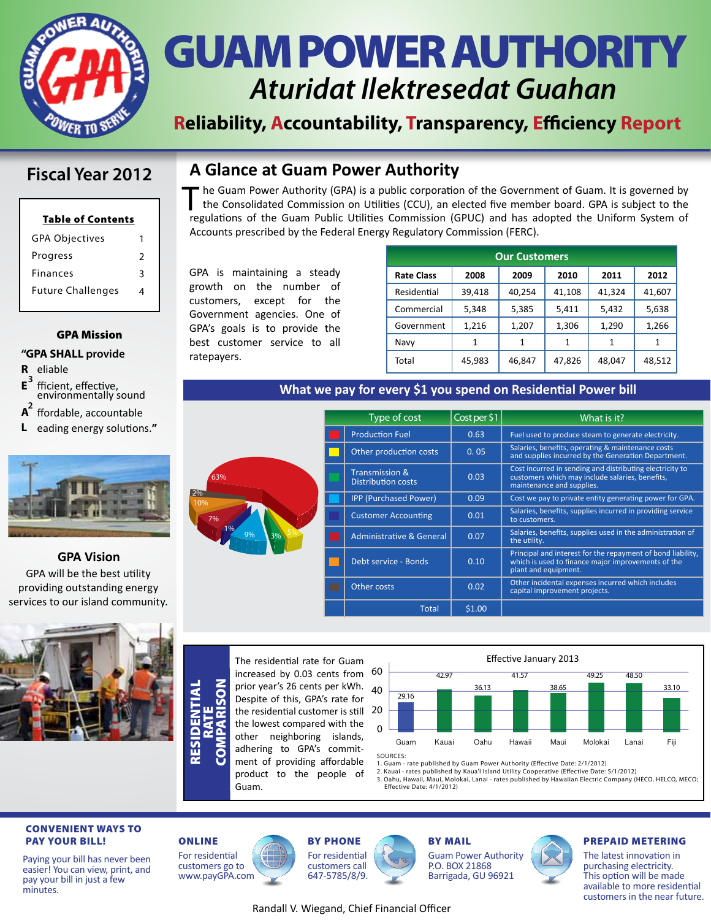# GUAM POWER AUTHORITY

*Aturidat Ilektresedat Guahan*

**Reliability, Accountability, Transparency, Efficiency Report**

## Fiscal Year 2012

**Table of Contents**

| | |
|---|---|
| GPA Objectives | 1 |
| Progress | 2 |
| Finances | 3 |
| Future Challenges | 4 |

### GPA Mission

"GPA SHALL provide

- **R** eliable
- **E**[3] fficient, effective, environmentally sound
- **A**[2] ffordable, accountable
- **L** eading energy solutions."

### GPA Vision

GPA will be the best utility providing outstanding energy services to our island community.

## A Glance at Guam Power Authority

The Guam Power Authority (GPA) is a public corporation of the Government of Guam. It is governed by the Consolidated Commission on Utilities (CCU), an elected five member board. GPA is subject to the regulations of the Guam Public Utilities Commission (GPUC) and has adopted the Uniform System of Accounts prescribed by the Federal Energy Regulatory Commission (FERC).

GPA is maintaining a steady growth on the number of customers, except for the Government agencies. One of GPA's goals is to provide the best customer service to all ratepayers.

**Our Customers**

| Rate Class | 2008 | 2009 | 2010 | 2011 | 2012 |
|---|---|---|---|---|---|
| Residential | 39,418 | 40,254 | 41,108 | 41,324 | 41,607 |
| Commercial | 5,348 | 5,385 | 5,411 | 5,432 | 5,638 |
| Government | 1,216 | 1,207 | 1,306 | 1,290 | 1,266 |
| Navy | 1 | 1 | 1 | 1 | 1 |
| Total | 45,983 | 46,847 | 47,826 | 48,047 | 48,512 |

### What we pay for every $1 you spend on Residential Power bill

| Type of cost | Cost per $1 | What is it? |
|---|---|---|
| Production Fuel | 0.63 | Fuel used to produce steam to generate electricity. |
| Other production costs | 0.05 | Salaries, benefits, operating & maintenance costs and supplies incurred by the Generation Department. |
| Transmission & Distribution costs | 0.03 | Cost incurred in sending and distributing electricity to customers which may include salaries, benefits, maintenance and supplies. |
| IPP (Purchased Power) | 0.09 | Cost we pay to private entity generating power for GPA. |
| Customer Accounting | 0.01 | Salaries, benefits, supplies incurred in providing service to customers. |
| Administrative & General | 0.07 | Salaries, benefits, supplies used in the administration of the utility. |
| Debt service - Bonds | 0.10 | Principal and interest for the repayment of bond liability, which is used to finance major improvements of the plant and equipment. |
| Other costs | 0.02 | Other incidental expenses incurred which includes capital improvement projects. |
| Total | $1.00 | |

Pie chart: 63%, 2%, 10%, 7%, 1%, 9%, 3%, 5%

### RESIDENTIAL RATE COMPARISON

The residential rate for Guam increased by 0.03 cents from prior year's 26 cents per kWh. Despite of this, GPA's rate for the residential customer is still the lowest compared with the other neighboring islands, adhering to GPA's commitment of providing affordable product to the people of Guam.

**Effective January 2013**

| Guam | Kauai | Oahu | Hawaii | Maui | Molokai | Lanai | Fiji |
|---|---|---|---|---|---|---|---|
| 29.16 | 42.97 | 36.13 | 41.57 | 38.65 | 49.25 | 48.50 | 33.10 |

SOURCES:
1. Guam - rate published by Guam Power Authority (Effective Date: 2/1/2012)
2. Kauai - rates published by Kaua'I Island Utility Cooperative (Effective Date: 5/1/2012)
3. Oahu, Hawaii, Maui, Molokai, Lanai - rates published by Hawaiian Electric Company (HECO, HELCO, MECO; Effective Date: 4/1/2012)

### CONVENIENT WAYS TO PAY YOUR BILL!

Paying your bill has never been easier! You can view, print, and pay your bill in just a few minutes.

**ONLINE**
For residential customers go to www.payGPA.com

**BY PHONE**
For residential customers call 647-5785/8/9.

**BY MAIL**
Guam Power Authority
P.O. BOX 21868
Barrigada, GU 96921

**PREPAID METERING**
The latest innovation in purchasing electricity. This option will be made available to more residential customers in the near future.

Randall V. Wiegand, Chief Financial Officer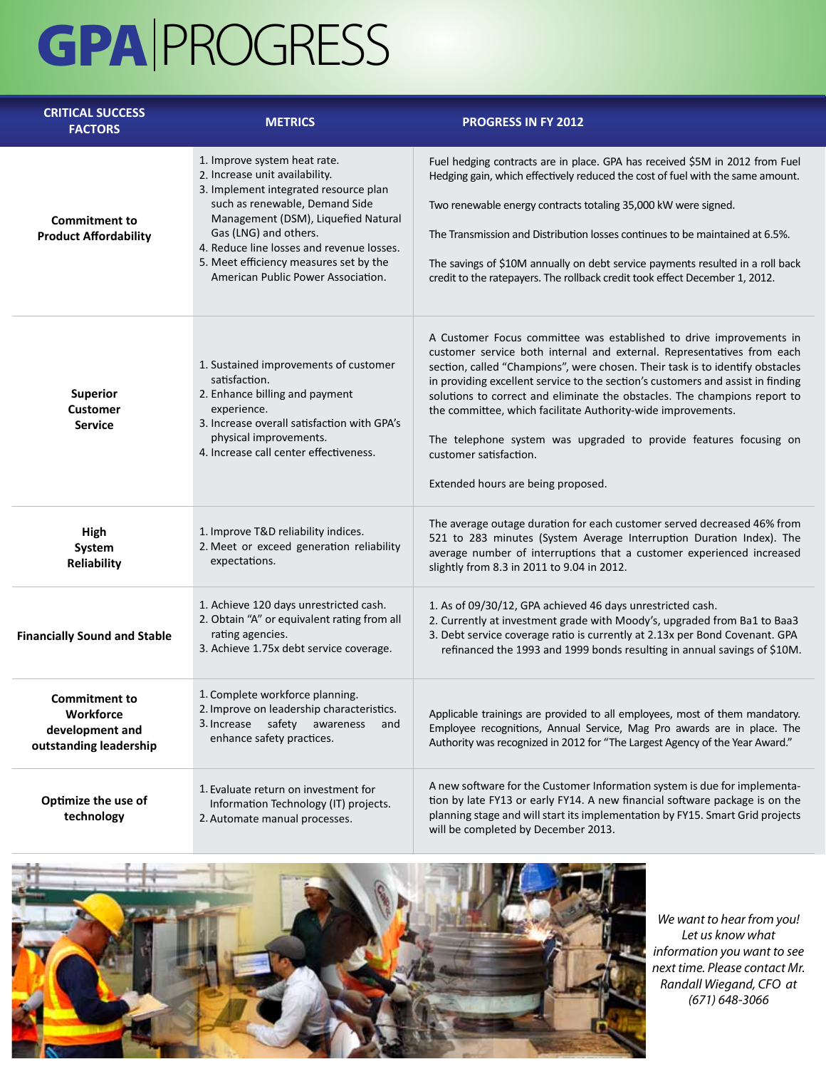# GPA | PROGRESS

| CRITICAL SUCCESS FACTORS | METRICS | PROGRESS IN FY 2012 |
|---|---|---|
| **Commitment to Product Affordability** | 1. Improve system heat rate.<br>2. Increase unit availability.<br>3. Implement integrated resource plan such as renewable, Demand Side Management (DSM), Liquefied Natural Gas (LNG) and others.<br>4. Reduce line losses and revenue losses.<br>5. Meet efficiency measures set by the American Public Power Association. | Fuel hedging contracts are in place. GPA has received $5M in 2012 from Fuel Hedging gain, which effectively reduced the cost of fuel with the same amount.<br><br>Two renewable energy contracts totaling 35,000 kW were signed.<br><br>The Transmission and Distribution losses continues to be maintained at 6.5%.<br><br>The savings of $10M annually on debt service payments resulted in a roll back credit to the ratepayers. The rollback credit took effect December 1, 2012. |
| **Superior Customer Service** | 1. Sustained improvements of customer satisfaction.<br>2. Enhance billing and payment experience.<br>3. Increase overall satisfaction with GPA's physical improvements.<br>4. Increase call center effectiveness. | A Customer Focus committee was established to drive improvements in customer service both internal and external. Representatives from each section, called "Champions", were chosen. Their task is to identify obstacles in providing excellent service to the section's customers and assist in finding solutions to correct and eliminate the obstacles. The champions report to the committee, which facilitate Authority-wide improvements.<br><br>The telephone system was upgraded to provide features focusing on customer satisfaction.<br><br>Extended hours are being proposed. |
| **High System Reliability** | 1. Improve T&D reliability indices.<br>2. Meet or exceed generation reliability expectations. | The average outage duration for each customer served decreased 46% from 521 to 283 minutes (System Average Interruption Duration Index). The average number of interruptions that a customer experienced increased slightly from 8.3 in 2011 to 9.04 in 2012. |
| **Financially Sound and Stable** | 1. Achieve 120 days unrestricted cash.<br>2. Obtain "A" or equivalent rating from all rating agencies.<br>3. Achieve 1.75x debt service coverage. | 1. As of 09/30/12, GPA achieved 46 days unrestricted cash.<br>2. Currently at investment grade with Moody's, upgraded from Ba1 to Baa3<br>3. Debt service coverage ratio is currently at 2.13x per Bond Covenant. GPA refinanced the 1993 and 1999 bonds resulting in annual savings of $10M. |
| **Commitment to Workforce development and outstanding leadership** | 1. Complete workforce planning.<br>2. Improve on leadership characteristics.<br>3. Increase safety awareness and enhance safety practices. | Applicable trainings are provided to all employees, most of them mandatory. Employee recognitions, Annual Service, Mag Pro awards are in place. The Authority was recognized in 2012 for "The Largest Agency of the Year Award." |
| **Optimize the use of technology** | 1. Evaluate return on investment for Information Technology (IT) projects.<br>2. Automate manual processes. | A new software for the Customer Information system is due for implementation by late FY13 or early FY14. A new financial software package is on the planning stage and will start its implementation by FY15. Smart Grid projects will be completed by December 2013. |

*We want to hear from you! Let us know what information you want to see next time. Please contact Mr. Randall Wiegand, CFO at (671) 648-3066*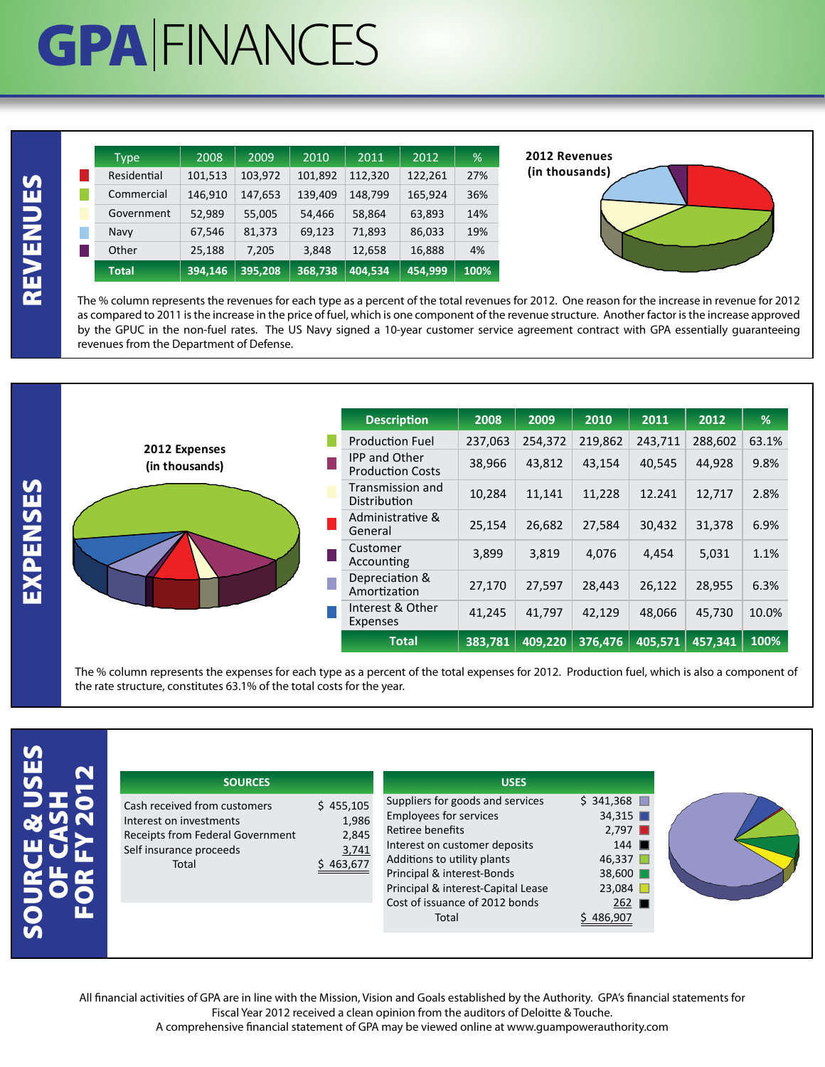# GPA | FINANCES

## REVENUES

| Type | 2008 | 2009 | 2010 | 2011 | 2012 | % |
|---|---|---|---|---|---|---|
| Residential | 101,513 | 103,972 | 101,892 | 112,320 | 122,261 | 27% |
| Commercial | 146,910 | 147,653 | 139,409 | 148,799 | 165,924 | 36% |
| Government | 52,989 | 55,005 | 54,466 | 58,864 | 63,893 | 14% |
| Navy | 67,546 | 81,373 | 69,123 | 71,893 | 86,033 | 19% |
| Other | 25,188 | 7,205 | 3,848 | 12,658 | 16,888 | 4% |
| **Total** | **394,146** | **395,208** | **368,738** | **404,534** | **454,999** | **100%** |

**2012 Revenues (in thousands)**

The % column represents the revenues for each type as a percent of the total revenues for 2012. One reason for the increase in revenue for 2012 as compared to 2011 is the increase in the price of fuel, which is one component of the revenue structure. Another factor is the increase approved by the GPUC in the non-fuel rates. The US Navy signed a 10-year customer service agreement contract with GPA essentially guaranteeing revenues from the Department of Defense.

## EXPENSES

**2012 Expenses (in thousands)**

| Description | 2008 | 2009 | 2010 | 2011 | 2012 | % |
|---|---|---|---|---|---|---|
| Production Fuel | 237,063 | 254,372 | 219,862 | 243,711 | 288,602 | 63.1% |
| IPP and Other Production Costs | 38,966 | 43,812 | 43,154 | 40,545 | 44,928 | 9.8% |
| Transmission and Distribution | 10,284 | 11,141 | 11,228 | 12.241 | 12,717 | 2.8% |
| Administrative & General | 25,154 | 26,682 | 27,584 | 30,432 | 31,378 | 6.9% |
| Customer Accounting | 3,899 | 3,819 | 4,076 | 4,454 | 5,031 | 1.1% |
| Depreciation & Amortization | 27,170 | 27,597 | 28,443 | 26,122 | 28,955 | 6.3% |
| Interest & Other Expenses | 41,245 | 41,797 | 42,129 | 48,066 | 45,730 | 10.0% |
| **Total** | **383,781** | **409,220** | **376,476** | **405,571** | **457,341** | **100%** |

The % column represents the expenses for each type as a percent of the total expenses for 2012. Production fuel, which is also a component of the rate structure, constitutes 63.1% of the total costs for the year.

## SOURCE & USES OF CASH FOR FY 2012

| SOURCES | |
|---|---|
| Cash received from customers | $ 455,105 |
| Interest on investments | 1,986 |
| Receipts from Federal Government | 2,845 |
| Self insurance proceeds | 3,741 |
| Total | $ 463,677 |

| USES | |
|---|---|
| Suppliers for goods and services | $ 341,368 |
| Employees for services | 34,315 |
| Retiree benefits | 2,797 |
| Interest on customer deposits | 144 |
| Additions to utility plants | 46,337 |
| Principal & interest-Bonds | 38,600 |
| Principal & interest-Capital Lease | 23,084 |
| Cost of issuance of 2012 bonds | 262 |
| Total | $ 486,907 |

All financial activities of GPA are in line with the Mission, Vision and Goals established by the Authority. GPA's financial statements for Fiscal Year 2012 received a clean opinion from the auditors of Deloitte & Touche.
A comprehensive financial statement of GPA may be viewed online at www.guampowerauthority.com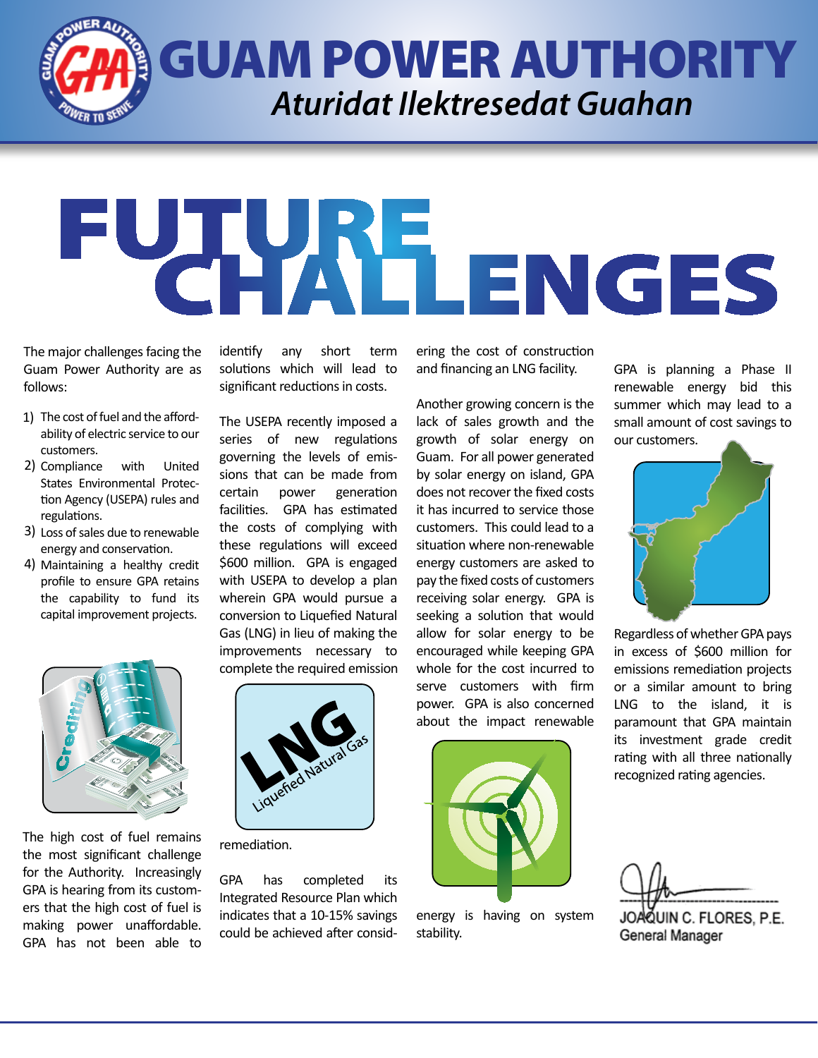# GUAM POWER AUTHORITY

*Aturidat Ilektresedat Guahan*

# FUTURE CHALLENGES

The major challenges facing the Guam Power Authority are as follows:

1) The cost of fuel and the affordability of electric service to our customers.
2) Compliance with United States Environmental Protection Agency (USEPA) rules and regulations.
3) Loss of sales due to renewable energy and conservation.
4) Maintaining a healthy credit profile to ensure GPA retains the capability to fund its capital improvement projects.

The high cost of fuel remains the most significant challenge for the Authority. Increasingly GPA is hearing from its customers that the high cost of fuel is making power unaffordable. GPA has not been able to identify any short term solutions which will lead to significant reductions in costs.

The USEPA recently imposed a series of new regulations governing the levels of emissions that can be made from certain power generation facilities. GPA has estimated the costs of complying with these regulations will exceed $600 million. GPA is engaged with USEPA to develop a plan wherein GPA would pursue a conversion to Liquefied Natural Gas (LNG) in lieu of making the improvements necessary to complete the required emission remediation.

GPA has completed its Integrated Resource Plan which indicates that a 10-15% savings could be achieved after considering the cost of construction and financing an LNG facility.

Another growing concern is the lack of sales growth and the growth of solar energy on Guam. For all power generated by solar energy on island, GPA does not recover the fixed costs it has incurred to service those customers. This could lead to a situation where non-renewable energy customers are asked to pay the fixed costs of customers receiving solar energy. GPA is seeking a solution that would allow for solar energy to be encouraged while keeping GPA whole for the cost incurred to serve customers with firm power. GPA is also concerned about the impact renewable energy is having on system stability.

GPA is planning a Phase II renewable energy bid this summer which may lead to a small amount of cost savings to our customers.

Regardless of whether GPA pays in excess of $600 million for emissions remediation projects or a similar amount to bring LNG to the island, it is paramount that GPA maintain its investment grade credit rating with all three nationally recognized rating agencies.

JOAQUIN C. FLORES, P.E.
General Manager